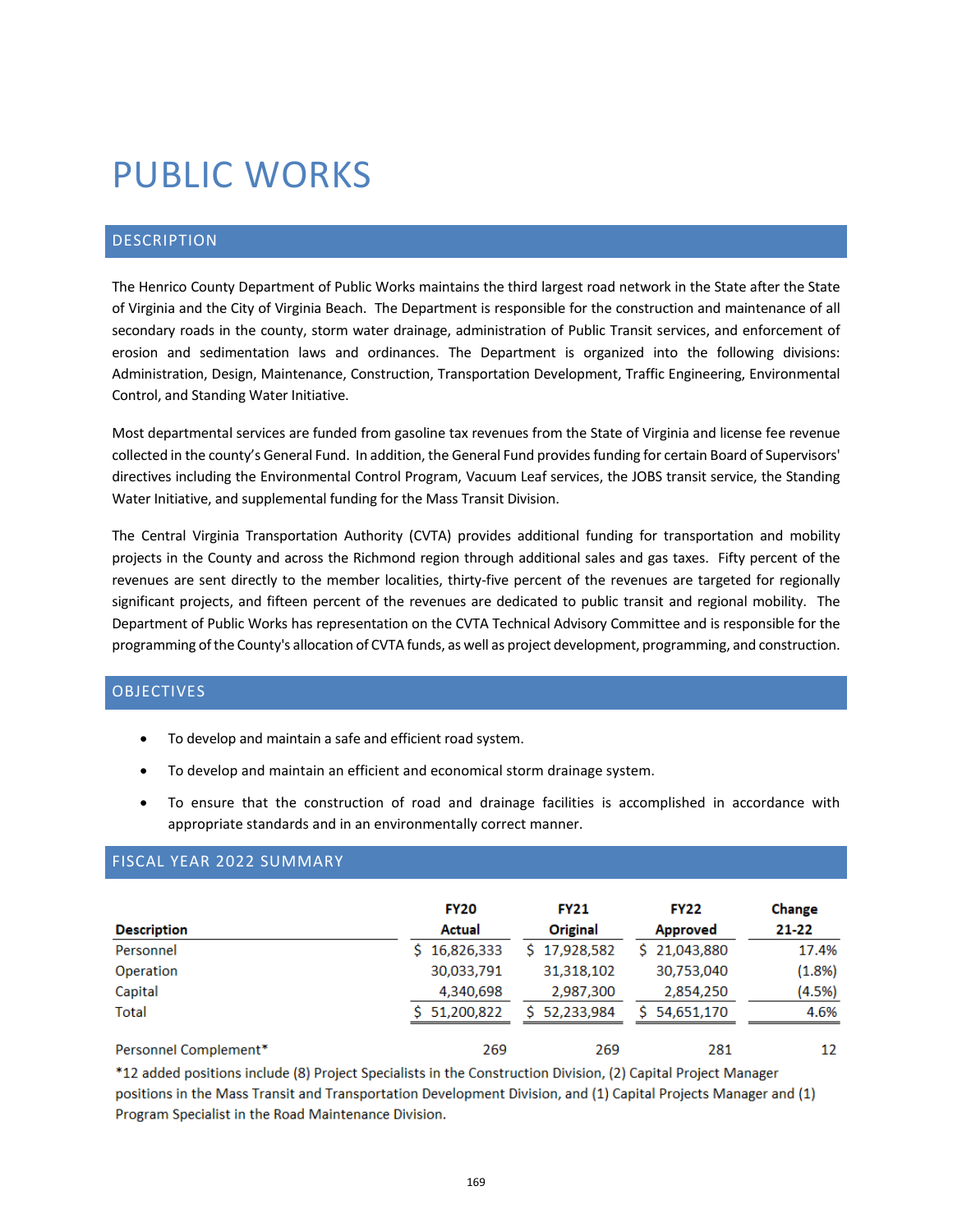# PUBLIC WORKS

## DESCRIPTION

The Henrico County Department of Public Works maintains the third largest road network in the State after the State of Virginia and the City of Virginia Beach. The Department is responsible for the construction and maintenance of all secondary roads in the county, storm water drainage, administration of Public Transit services, and enforcement of erosion and sedimentation laws and ordinances. The Department is organized into the following divisions: Administration, Design, Maintenance, Construction, Transportation Development, Traffic Engineering, Environmental Control, and Standing Water Initiative.

Most departmental services are funded from gasoline tax revenues from the State of Virginia and license fee revenue collected in the county's General Fund. In addition, the General Fund provides funding for certain Board of Supervisors' directives including the Environmental Control Program, Vacuum Leaf services, the JOBS transit service, the Standing Water Initiative, and supplemental funding for the Mass Transit Division.

The Central Virginia Transportation Authority (CVTA) provides additional funding for transportation and mobility projects in the County and across the Richmond region through additional sales and gas taxes. Fifty percent of the revenues are sent directly to the member localities, thirty-five percent of the revenues are targeted for regionally significant projects, and fifteen percent of the revenues are dedicated to public transit and regional mobility. The Department of Public Works has representation on the CVTA Technical Advisory Committee and is responsible for the programming of the County's allocation of CVTA funds, as well as project development, programming, and construction.

## OBJECTIVES

- To develop and maintain a safe and efficient road system.
- To develop and maintain an efficient and economical storm drainage system.
- To ensure that the construction of road and drainage facilities is accomplished in accordance with appropriate standards and in an environmentally correct manner.

## FISCAL YEAR 2022 SUMMARY

| Description | FY20 Actual | FY21 Original | FY22 Approved | Change 21-22 |
|---|---|---|---|---|
| Personnel | $ 16,826,333 | $ 17,928,582 | $ 21,043,880 | 17.4% |
| Operation | 30,033,791 | 31,318,102 | 30,753,040 | (1.8%) |
| Capital | 4,340,698 | 2,987,300 | 2,854,250 | (4.5%) |
| Total | $ 51,200,822 | $ 52,233,984 | $ 54,651,170 | 4.6% |
| | | | | |
| Personnel Complement* | 269 | 269 | 281 | 12 |

*12 added positions include (8) Project Specialists in the Construction Division, (2) Capital Project Manager positions in the Mass Transit and Transportation Development Division, and (1) Capital Projects Manager and (1) Program Specialist in the Road Maintenance Division.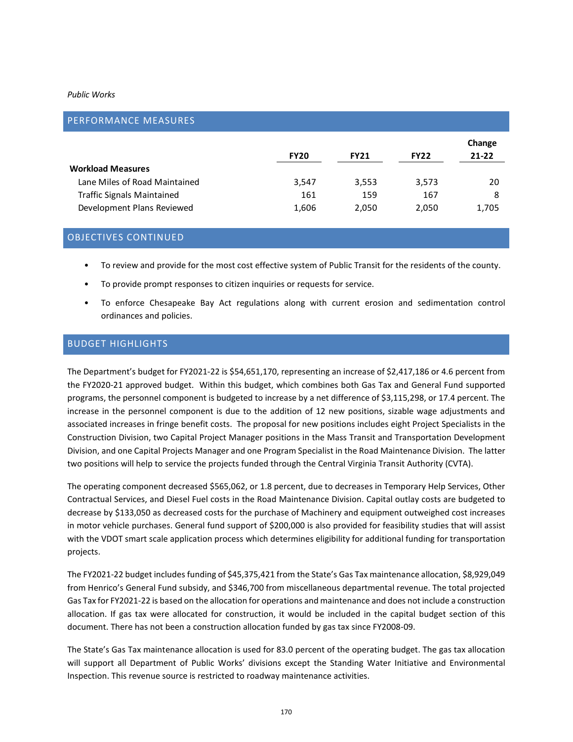*Public Works*

## PERFORMANCE MEASURES

| | FY20 | FY21 | FY22 | Change 21-22 |
|---|---|---|---|---|
| **Workload Measures** | | | | |
| Lane Miles of Road Maintained | 3,547 | 3,553 | 3,573 | 20 |
| Traffic Signals Maintained | 161 | 159 | 167 | 8 |
| Development Plans Reviewed | 1,606 | 2,050 | 2,050 | 1,705 |

## OBJECTIVES CONTINUED

- To review and provide for the most cost effective system of Public Transit for the residents of the county.
- To provide prompt responses to citizen inquiries or requests for service.
- To enforce Chesapeake Bay Act regulations along with current erosion and sedimentation control ordinances and policies.

## BUDGET HIGHLIGHTS

The Department's budget for FY2021-22 is $54,651,170, representing an increase of $2,417,186 or 4.6 percent from the FY2020-21 approved budget. Within this budget, which combines both Gas Tax and General Fund supported programs, the personnel component is budgeted to increase by a net difference of $3,115,298, or 17.4 percent. The increase in the personnel component is due to the addition of 12 new positions, sizable wage adjustments and associated increases in fringe benefit costs. The proposal for new positions includes eight Project Specialists in the Construction Division, two Capital Project Manager positions in the Mass Transit and Transportation Development Division, and one Capital Projects Manager and one Program Specialist in the Road Maintenance Division. The latter two positions will help to service the projects funded through the Central Virginia Transit Authority (CVTA).

The operating component decreased $565,062, or 1.8 percent, due to decreases in Temporary Help Services, Other Contractual Services, and Diesel Fuel costs in the Road Maintenance Division. Capital outlay costs are budgeted to decrease by $133,050 as decreased costs for the purchase of Machinery and equipment outweighed cost increases in motor vehicle purchases. General fund support of $200,000 is also provided for feasibility studies that will assist with the VDOT smart scale application process which determines eligibility for additional funding for transportation projects.

The FY2021-22 budget includes funding of $45,375,421 from the State's Gas Tax maintenance allocation, $8,929,049 from Henrico's General Fund subsidy, and $346,700 from miscellaneous departmental revenue. The total projected Gas Tax for FY2021-22 is based on the allocation for operations and maintenance and does not include a construction allocation. If gas tax were allocated for construction, it would be included in the capital budget section of this document. There has not been a construction allocation funded by gas tax since FY2008-09.

The State's Gas Tax maintenance allocation is used for 83.0 percent of the operating budget. The gas tax allocation will support all Department of Public Works' divisions except the Standing Water Initiative and Environmental Inspection. This revenue source is restricted to roadway maintenance activities.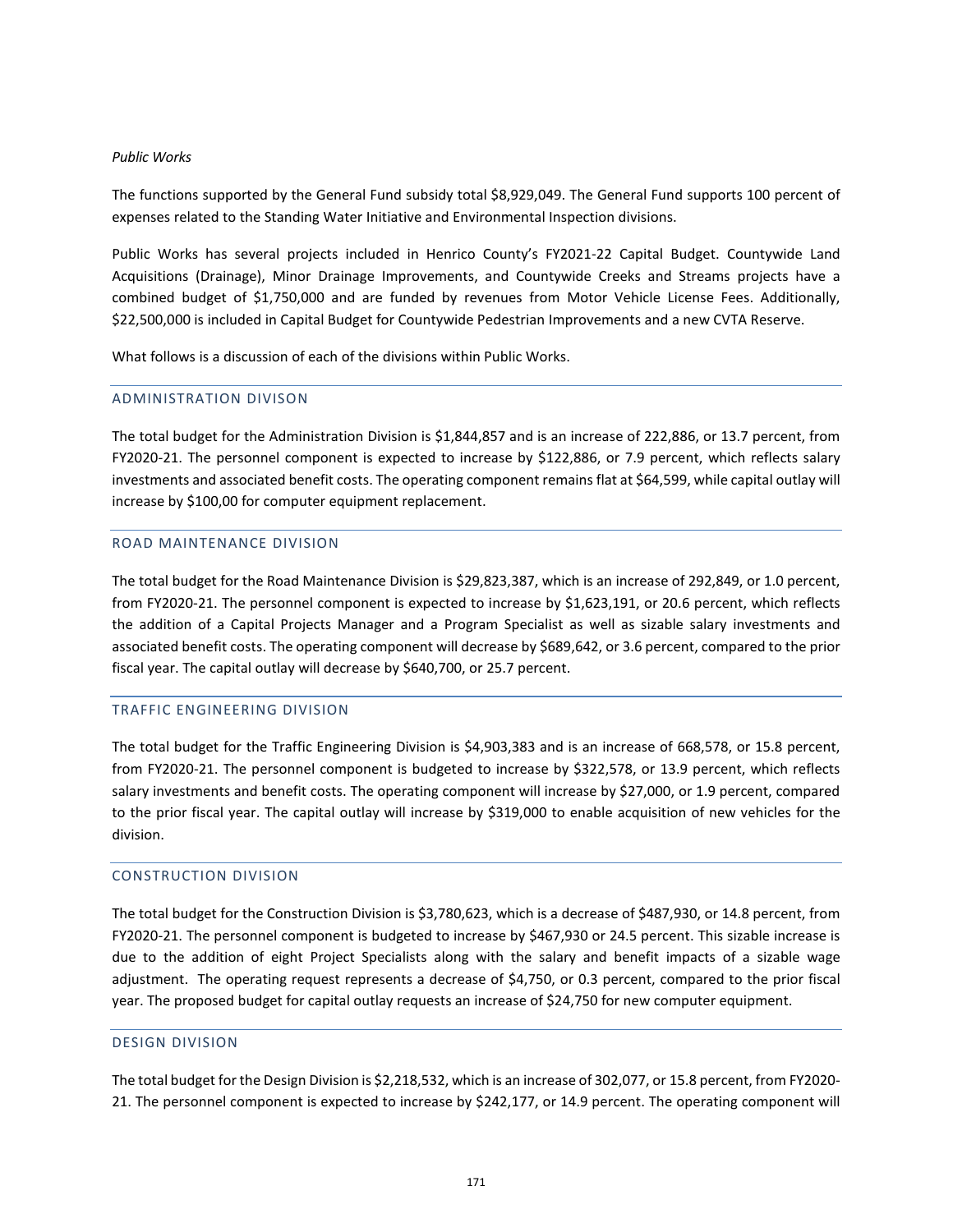*Public Works*

The functions supported by the General Fund subsidy total $8,929,049. The General Fund supports 100 percent of expenses related to the Standing Water Initiative and Environmental Inspection divisions.

Public Works has several projects included in Henrico County's FY2021-22 Capital Budget. Countywide Land Acquisitions (Drainage), Minor Drainage Improvements, and Countywide Creeks and Streams projects have a combined budget of $1,750,000 and are funded by revenues from Motor Vehicle License Fees. Additionally, $22,500,000 is included in Capital Budget for Countywide Pedestrian Improvements and a new CVTA Reserve.

What follows is a discussion of each of the divisions within Public Works.

## ADMINISTRATION DIVISON

The total budget for the Administration Division is $1,844,857 and is an increase of 222,886, or 13.7 percent, from FY2020-21. The personnel component is expected to increase by $122,886, or 7.9 percent, which reflects salary investments and associated benefit costs. The operating component remains flat at $64,599, while capital outlay will increase by $100,00 for computer equipment replacement.

## ROAD MAINTENANCE DIVISION

The total budget for the Road Maintenance Division is $29,823,387, which is an increase of 292,849, or 1.0 percent, from FY2020-21. The personnel component is expected to increase by $1,623,191, or 20.6 percent, which reflects the addition of a Capital Projects Manager and a Program Specialist as well as sizable salary investments and associated benefit costs. The operating component will decrease by $689,642, or 3.6 percent, compared to the prior fiscal year. The capital outlay will decrease by $640,700, or 25.7 percent.

## TRAFFIC ENGINEERING DIVISION

The total budget for the Traffic Engineering Division is $4,903,383 and is an increase of 668,578, or 15.8 percent, from FY2020-21. The personnel component is budgeted to increase by $322,578, or 13.9 percent, which reflects salary investments and benefit costs. The operating component will increase by $27,000, or 1.9 percent, compared to the prior fiscal year. The capital outlay will increase by $319,000 to enable acquisition of new vehicles for the division.

## CONSTRUCTION DIVISION

The total budget for the Construction Division is $3,780,623, which is a decrease of $487,930, or 14.8 percent, from FY2020-21. The personnel component is budgeted to increase by $467,930 or 24.5 percent. This sizable increase is due to the addition of eight Project Specialists along with the salary and benefit impacts of a sizable wage adjustment. The operating request represents a decrease of $4,750, or 0.3 percent, compared to the prior fiscal year. The proposed budget for capital outlay requests an increase of $24,750 for new computer equipment.

## DESIGN DIVISION

The total budget for the Design Division is $2,218,532, which is an increase of 302,077, or 15.8 percent, from FY2020-21. The personnel component is expected to increase by $242,177, or 14.9 percent. The operating component will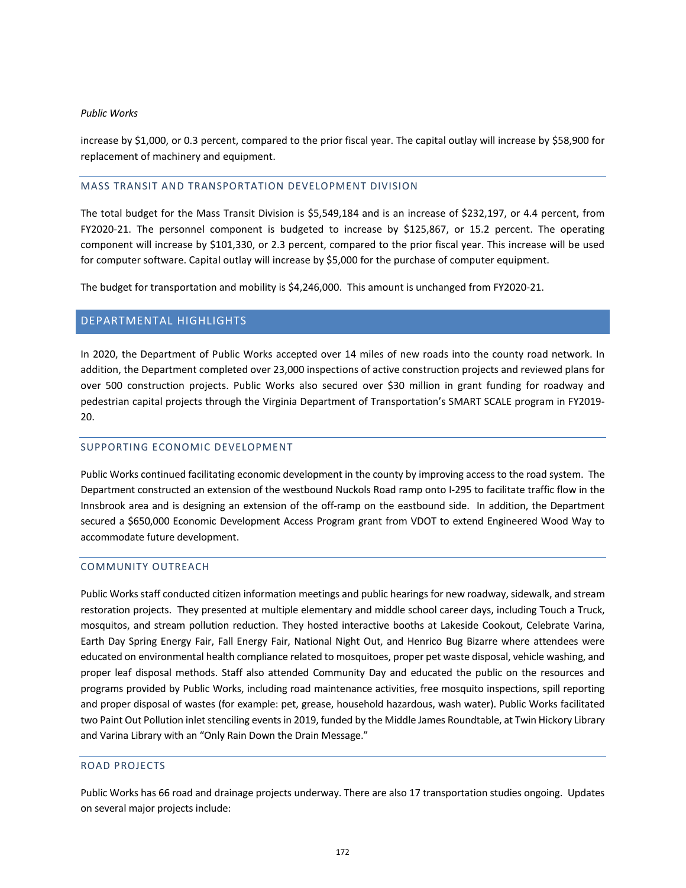increase by $1,000, or 0.3 percent, compared to the prior fiscal year. The capital outlay will increase by $58,900 for replacement of machinery and equipment.

### MASS TRANSIT AND TRANSPORTATION DEVELOPMENT DIVISION

The total budget for the Mass Transit Division is $5,549,184 and is an increase of $232,197, or 4.4 percent, from FY2020-21. The personnel component is budgeted to increase by $125,867, or 15.2 percent. The operating component will increase by $101,330, or 2.3 percent, compared to the prior fiscal year. This increase will be used for computer software. Capital outlay will increase by $5,000 for the purchase of computer equipment.

The budget for transportation and mobility is $4,246,000. This amount is unchanged from FY2020-21.

## DEPARTMENTAL HIGHLIGHTS

In 2020, the Department of Public Works accepted over 14 miles of new roads into the county road network. In addition, the Department completed over 23,000 inspections of active construction projects and reviewed plans for over 500 construction projects. Public Works also secured over $30 million in grant funding for roadway and pedestrian capital projects through the Virginia Department of Transportation's SMART SCALE program in FY2019-20.

### SUPPORTING ECONOMIC DEVELOPMENT

Public Works continued facilitating economic development in the county by improving access to the road system. The Department constructed an extension of the westbound Nuckols Road ramp onto I-295 to facilitate traffic flow in the Innsbrook area and is designing an extension of the off-ramp on the eastbound side. In addition, the Department secured a $650,000 Economic Development Access Program grant from VDOT to extend Engineered Wood Way to accommodate future development.

### COMMUNITY OUTREACH

Public Works staff conducted citizen information meetings and public hearings for new roadway, sidewalk, and stream restoration projects. They presented at multiple elementary and middle school career days, including Touch a Truck, mosquitos, and stream pollution reduction. They hosted interactive booths at Lakeside Cookout, Celebrate Varina, Earth Day Spring Energy Fair, Fall Energy Fair, National Night Out, and Henrico Bug Bizarre where attendees were educated on environmental health compliance related to mosquitoes, proper pet waste disposal, vehicle washing, and proper leaf disposal methods. Staff also attended Community Day and educated the public on the resources and programs provided by Public Works, including road maintenance activities, free mosquito inspections, spill reporting and proper disposal of wastes (for example: pet, grease, household hazardous, wash water). Public Works facilitated two Paint Out Pollution inlet stenciling events in 2019, funded by the Middle James Roundtable, at Twin Hickory Library and Varina Library with an "Only Rain Down the Drain Message."

### ROAD PROJECTS

Public Works has 66 road and drainage projects underway. There are also 17 transportation studies ongoing. Updates on several major projects include: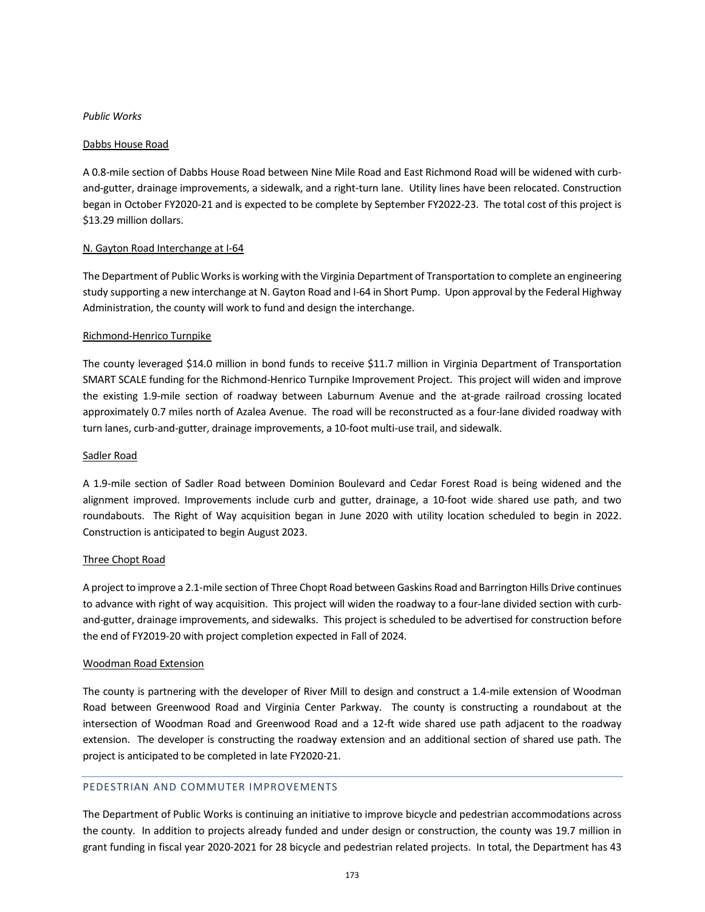*Public Works*

Dabbs House Road

A 0.8-mile section of Dabbs House Road between Nine Mile Road and East Richmond Road will be widened with curb-and-gutter, drainage improvements, a sidewalk, and a right-turn lane. Utility lines have been relocated. Construction began in October FY2020-21 and is expected to be complete by September FY2022-23. The total cost of this project is $13.29 million dollars.

N. Gayton Road Interchange at I-64

The Department of Public Works is working with the Virginia Department of Transportation to complete an engineering study supporting a new interchange at N. Gayton Road and I-64 in Short Pump. Upon approval by the Federal Highway Administration, the county will work to fund and design the interchange.

Richmond-Henrico Turnpike

The county leveraged $14.0 million in bond funds to receive $11.7 million in Virginia Department of Transportation SMART SCALE funding for the Richmond-Henrico Turnpike Improvement Project. This project will widen and improve the existing 1.9-mile section of roadway between Laburnum Avenue and the at-grade railroad crossing located approximately 0.7 miles north of Azalea Avenue. The road will be reconstructed as a four-lane divided roadway with turn lanes, curb-and-gutter, drainage improvements, a 10-foot multi-use trail, and sidewalk.

Sadler Road

A 1.9-mile section of Sadler Road between Dominion Boulevard and Cedar Forest Road is being widened and the alignment improved. Improvements include curb and gutter, drainage, a 10-foot wide shared use path, and two roundabouts. The Right of Way acquisition began in June 2020 with utility location scheduled to begin in 2022. Construction is anticipated to begin August 2023.

Three Chopt Road

A project to improve a 2.1-mile section of Three Chopt Road between Gaskins Road and Barrington Hills Drive continues to advance with right of way acquisition. This project will widen the roadway to a four-lane divided section with curb-and-gutter, drainage improvements, and sidewalks. This project is scheduled to be advertised for construction before the end of FY2019-20 with project completion expected in Fall of 2024.

Woodman Road Extension

The county is partnering with the developer of River Mill to design and construct a 1.4-mile extension of Woodman Road between Greenwood Road and Virginia Center Parkway. The county is constructing a roundabout at the intersection of Woodman Road and Greenwood Road and a 12-ft wide shared use path adjacent to the roadway extension. The developer is constructing the roadway extension and an additional section of shared use path. The project is anticipated to be completed in late FY2020-21.

## PEDESTRIAN AND COMMUTER IMPROVEMENTS

The Department of Public Works is continuing an initiative to improve bicycle and pedestrian accommodations across the county. In addition to projects already funded and under design or construction, the county was 19.7 million in grant funding in fiscal year 2020-2021 for 28 bicycle and pedestrian related projects. In total, the Department has 43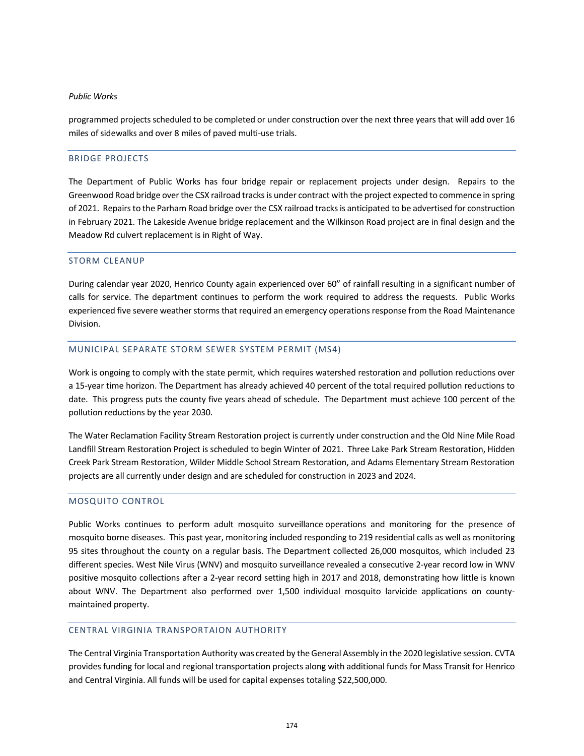programmed projects scheduled to be completed or under construction over the next three years that will add over 16 miles of sidewalks and over 8 miles of paved multi-use trials.

## BRIDGE PROJECTS

The Department of Public Works has four bridge repair or replacement projects under design. Repairs to the Greenwood Road bridge over the CSX railroad tracks is under contract with the project expected to commence in spring of 2021. Repairs to the Parham Road bridge over the CSX railroad tracks is anticipated to be advertised for construction in February 2021. The Lakeside Avenue bridge replacement and the Wilkinson Road project are in final design and the Meadow Rd culvert replacement is in Right of Way.

## STORM CLEANUP

During calendar year 2020, Henrico County again experienced over 60" of rainfall resulting in a significant number of calls for service. The department continues to perform the work required to address the requests. Public Works experienced five severe weather storms that required an emergency operations response from the Road Maintenance Division.

## MUNICIPAL SEPARATE STORM SEWER SYSTEM PERMIT (MS4)

Work is ongoing to comply with the state permit, which requires watershed restoration and pollution reductions over a 15-year time horizon. The Department has already achieved 40 percent of the total required pollution reductions to date. This progress puts the county five years ahead of schedule. The Department must achieve 100 percent of the pollution reductions by the year 2030.

The Water Reclamation Facility Stream Restoration project is currently under construction and the Old Nine Mile Road Landfill Stream Restoration Project is scheduled to begin Winter of 2021. Three Lake Park Stream Restoration, Hidden Creek Park Stream Restoration, Wilder Middle School Stream Restoration, and Adams Elementary Stream Restoration projects are all currently under design and are scheduled for construction in 2023 and 2024.

## MOSQUITO CONTROL

Public Works continues to perform adult mosquito surveillance operations and monitoring for the presence of mosquito borne diseases. This past year, monitoring included responding to 219 residential calls as well as monitoring 95 sites throughout the county on a regular basis. The Department collected 26,000 mosquitos, which included 23 different species. West Nile Virus (WNV) and mosquito surveillance revealed a consecutive 2-year record low in WNV positive mosquito collections after a 2-year record setting high in 2017 and 2018, demonstrating how little is known about WNV. The Department also performed over 1,500 individual mosquito larvicide applications on county-maintained property.

## CENTRAL VIRGINIA TRANSPORTAION AUTHORITY

The Central Virginia Transportation Authority was created by the General Assembly in the 2020 legislative session. CVTA provides funding for local and regional transportation projects along with additional funds for Mass Transit for Henrico and Central Virginia. All funds will be used for capital expenses totaling $22,500,000.